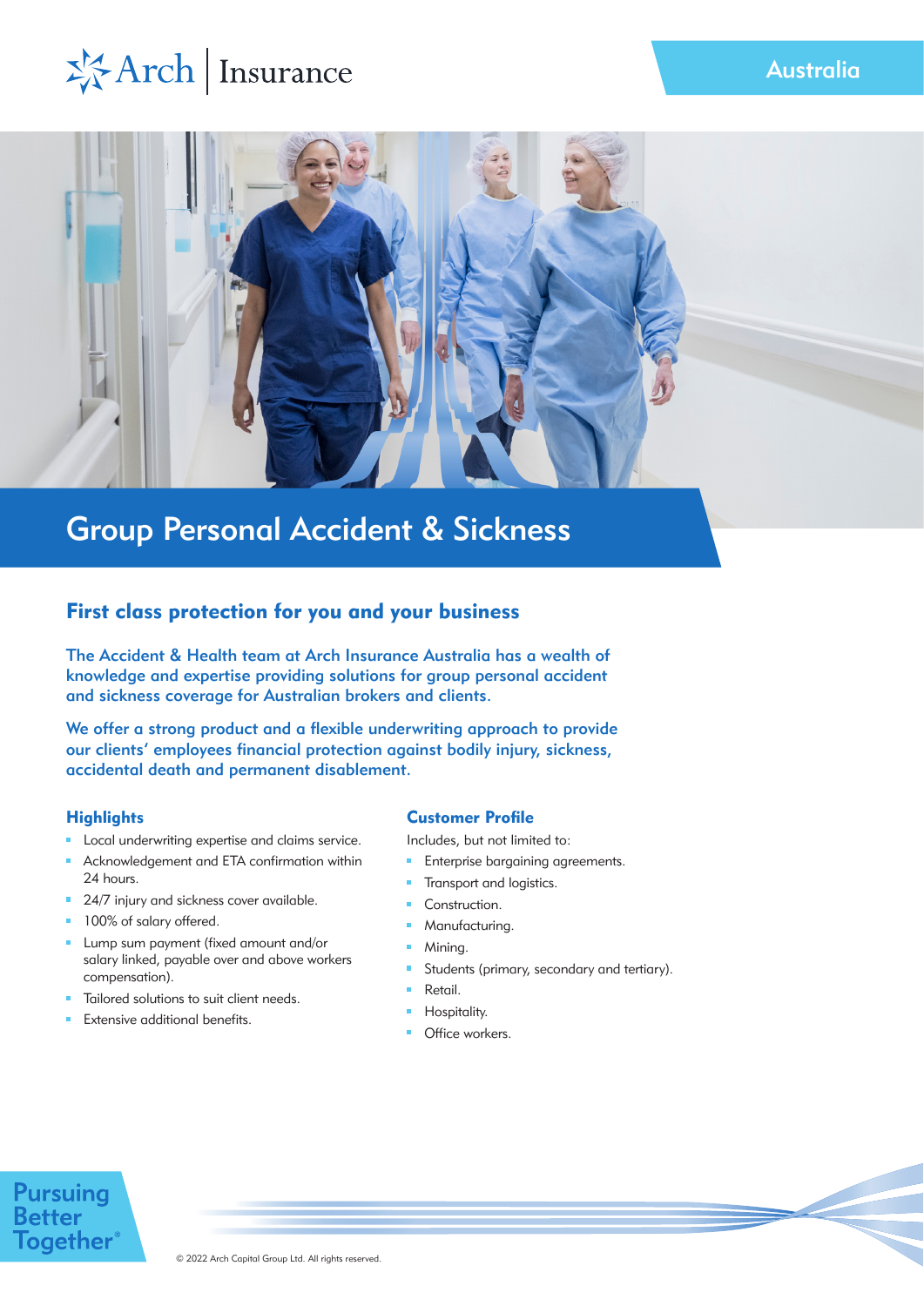Arch | Insurance

Australia

# Group Personal Accident & Sickness

## First class protection for you and your business

The Accident & Health team at Arch Insurance Australia has a wealth of knowledge and expertise providing solutions for group personal accident and sickness coverage for Australian brokers and clients.

We offer a strong product and a flexible underwriting approach to provide our clients' employees financial protection against bodily injury, sickness, accidental death and permanent disablement.

### Highlights

- Local underwriting expertise and claims service.
- Acknowledgement and ETA confirmation within 24 hours.
- 24/7 injury and sickness cover available.
- 100% of salary offered.
- Lump sum payment (fixed amount and/or salary linked, payable over and above workers compensation).
- Tailored solutions to suit client needs.
- Extensive additional benefits.

### Customer Profile

Includes, but not limited to:

- Enterprise bargaining agreements.
- Transport and logistics.
- Construction.
- Manufacturing.
- Mining.
- Students (primary, secondary and tertiary).
- Retail.
- Hospitality.
- Office workers.

Pursuing Better Together®

© 2022 Arch Capital Group Ltd. All rights reserved.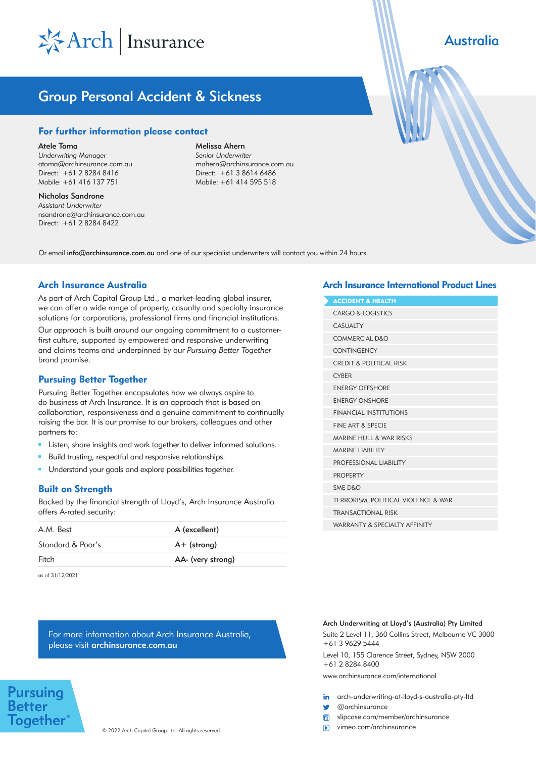Arch | Insurance

Australia

# Group Personal Accident & Sickness

## For further information please contact

**Atele Toma**
*Underwriting Manager*
atoma@archinsurance.com.au
Direct: +61 2 8284 8416
Mobile: +61 416 137 751

**Melissa Ahern**
*Senior Underwriter*
mahern@archinsurance.com.au
Direct: +61 3 8614 6486
Mobile: +61 414 595 518

**Nicholas Sandrone**
*Assistant Underwriter*
nsandrone@archinsurance.com.au
Direct: +61 2 8284 8422

Or email **info@archinsurance.com.au** and one of our specialist underwriters will contact you within 24 hours.

## Arch Insurance Australia

As part of Arch Capital Group Ltd., a market-leading global insurer, we can offer a wide range of property, casualty and specialty insurance solutions for corporations, professional firms and financial institutions.

Our approach is built around our ongoing commitment to a customer-first culture, supported by empowered and responsive underwriting and claims teams and underpinned by our *Pursuing Better Together* brand promise.

## Pursuing Better Together

Pursuing Better Together encapsulates how we always aspire to do business at Arch Insurance. It is an approach that is based on collaboration, responsiveness and a genuine commitment to continually raising the bar. It is our promise to our brokers, colleagues and other partners to:

- Listen, share insights and work together to deliver informed solutions.
- Build trusting, respectful and responsive relationships.
- Understand your goals and explore possibilities together.

## Built on Strength

Backed by the financial strength of Lloyd's, Arch Insurance Australia offers A-rated security:

| | |
|---|---|
| A.M. Best | **A (excellent)** |
| Standard & Poor's | **A+ (strong)** |
| Fitch | **AA- (very strong)** |

as of 31/12/2021

## Arch Insurance International Product Lines

- **ACCIDENT & HEALTH**
- CARGO & LOGISTICS
- CASUALTY
- COMMERCIAL D&O
- CONTINGENCY
- CREDIT & POLITICAL RISK
- CYBER
- ENERGY OFFSHORE
- ENERGY ONSHORE
- FINANCIAL INSTITUTIONS
- FINE ART & SPECIE
- MARINE HULL & WAR RISKS
- MARINE LIABILITY
- PROFESSIONAL LIABILITY
- PROPERTY
- SME D&O
- TERRORISM, POLITICAL VIOLENCE & WAR
- TRANSACTIONAL RISK
- WARRANTY & SPECIALTY AFFINITY

For more information about Arch Insurance Australia, please visit **archinsurance.com.au**

**Arch Underwriting at Lloyd's (Australia) Pty Limited**
Suite 2 Level 11, 360 Collins Street, Melbourne VC 3000
+61 3 9629 5444

Level 10, 155 Clarence Street, Sydney, NSW 2000
+61 2 8284 8400

www.archinsurance.com/international

- arch-underwriting-at-lloyd-s-australia-pty-ltd
- @archinsurance
- slipcase.com/member/archinsurance
- vimeo.com/archinsurance

Pursuing Better Together®

© 2022 Arch Capital Group Ltd. All rights reserved.